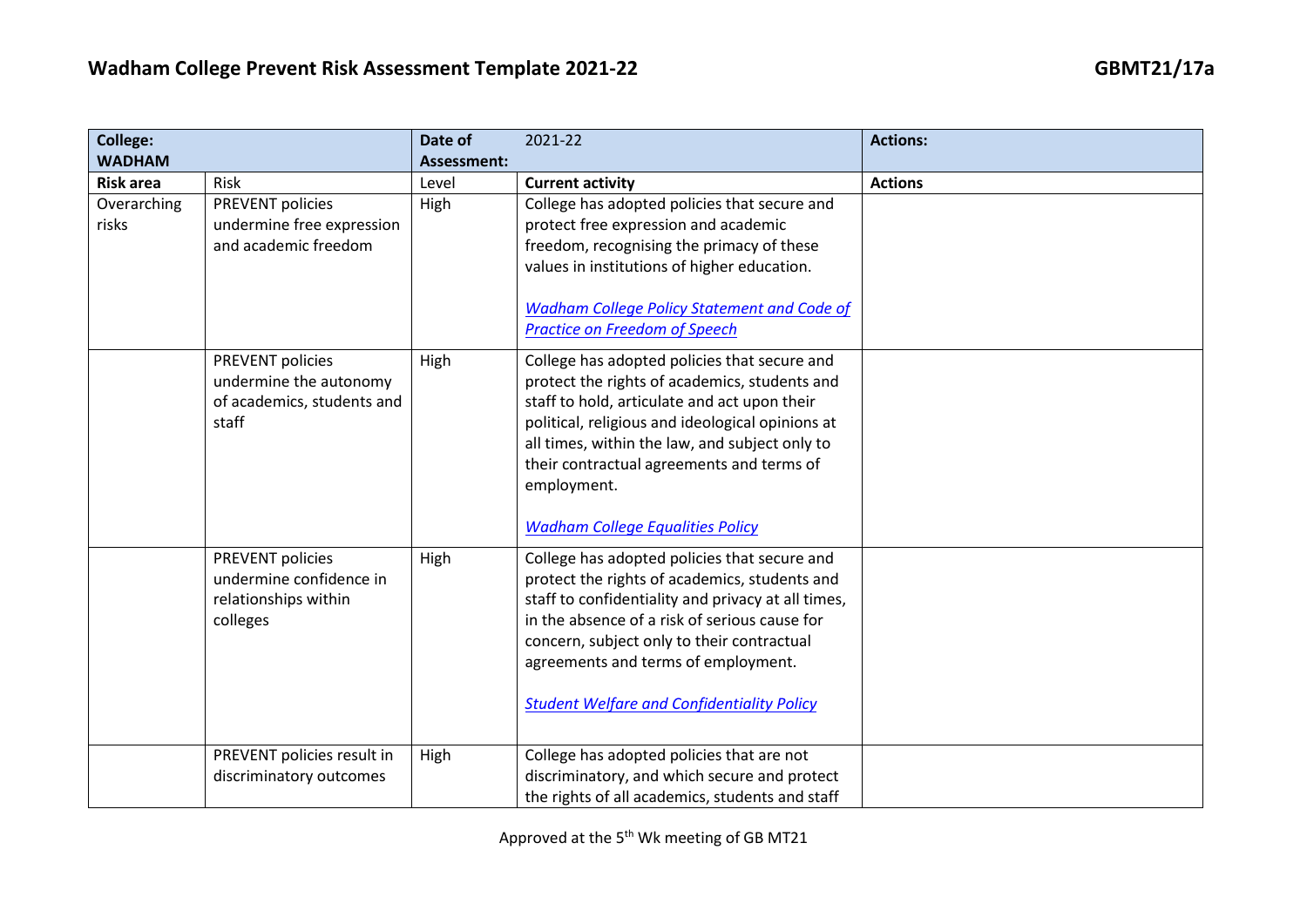# Wadham College Prevent Risk Assessment Template 2021-22

**GBMT21/17a**

| **College: WADHAM** | | **Date of Assessment:** | 2021-22 | **Actions:** |
|---|---|---|---|---|
| **Risk area** | Risk | Level | **Current activity** | **Actions** |
| Overarching risks | PREVENT policies undermine free expression and academic freedom | High | College has adopted policies that secure and protect free expression and academic freedom, recognising the primacy of these values in institutions of higher education.<br><br>*Wadham College Policy Statement and Code of Practice on Freedom of Speech* | |
| | PREVENT policies undermine the autonomy of academics, students and staff | High | College has adopted policies that secure and protect the rights of academics, students and staff to hold, articulate and act upon their political, religious and ideological opinions at all times, within the law, and subject only to their contractual agreements and terms of employment.<br><br>*Wadham College Equalities Policy* | |
| | PREVENT policies undermine confidence in relationships within colleges | High | College has adopted policies that secure and protect the rights of academics, students and staff to confidentiality and privacy at all times, in the absence of a risk of serious cause for concern, subject only to their contractual agreements and terms of employment.<br><br>*Student Welfare and Confidentiality Policy* | |
| | PREVENT policies result in discriminatory outcomes | High | College has adopted policies that are not discriminatory, and which secure and protect the rights of all academics, students and staff | |

Approved at the 5th Wk meeting of GB MT21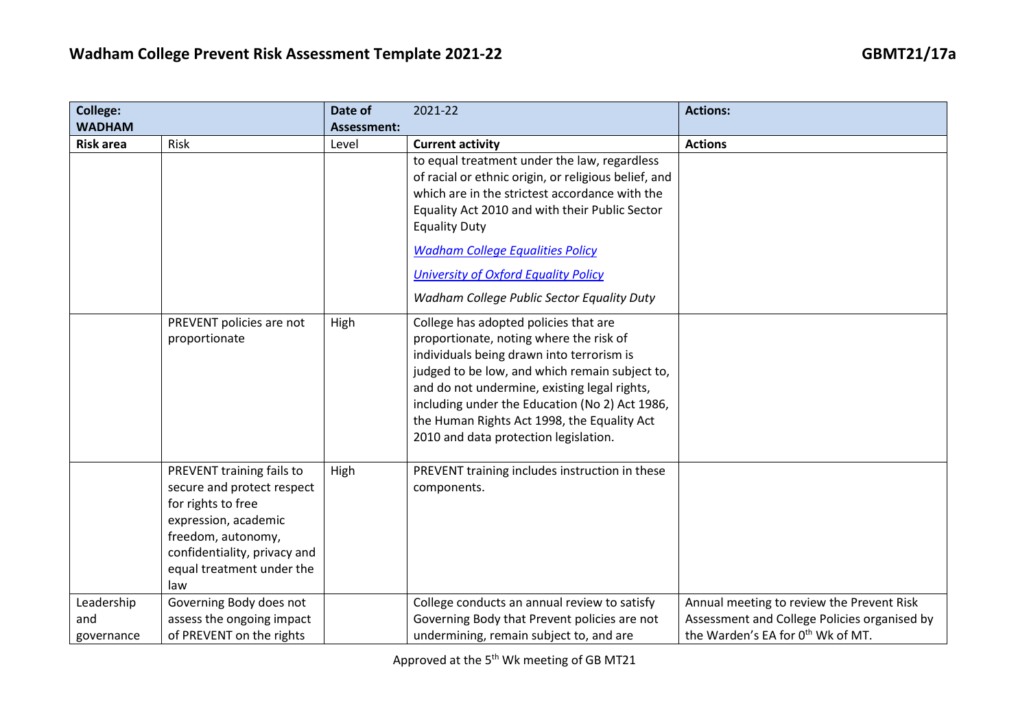| College: WADHAM | | Date of Assessment: | 2021-22 | Actions: |
| --- | --- | --- | --- | --- |
| **Risk area** | Risk | Level | **Current activity** | **Actions** |
| | | | to equal treatment under the law, regardless of racial or ethnic origin, or religious belief, and which are in the strictest accordance with the Equality Act 2010 and with their Public Sector Equality Duty<br><br>*Wadham College Equalities Policy*<br><br>*University of Oxford Equality Policy*<br><br>*Wadham College Public Sector Equality Duty* | |
| | PREVENT policies are not proportionate | High | College has adopted policies that are proportionate, noting where the risk of individuals being drawn into terrorism is judged to be low, and which remain subject to, and do not undermine, existing legal rights, including under the Education (No 2) Act 1986, the Human Rights Act 1998, the Equality Act 2010 and data protection legislation. | |
| | PREVENT training fails to secure and protect respect for rights to free expression, academic freedom, autonomy, confidentiality, privacy and equal treatment under the law | High | PREVENT training includes instruction in these components. | |
| Leadership and governance | Governing Body does not assess the ongoing impact of PREVENT on the rights | | College conducts an annual review to satisfy Governing Body that Prevent policies are not undermining, remain subject to, and are | Annual meeting to review the Prevent Risk Assessment and College Policies organised by the Warden's EA for 0th Wk of MT. |

Approved at the 5th Wk meeting of GB MT21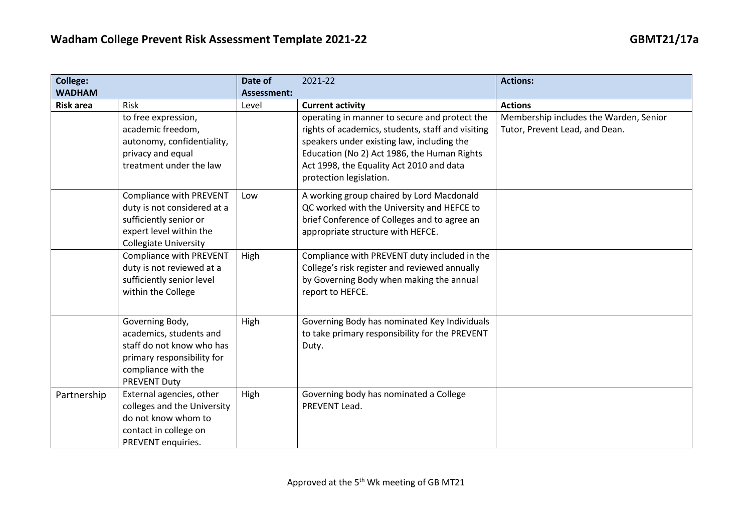| College: WADHAM | | Date of Assessment: | 2021-22 | Actions: |
|---|---|---|---|---|
| **Risk area** | Risk | Level | **Current activity** | **Actions** |
| | to free expression, academic freedom, autonomy, confidentiality, privacy and equal treatment under the law | | operating in manner to secure and protect the rights of academics, students, staff and visiting speakers under existing law, including the Education (No 2) Act 1986, the Human Rights Act 1998, the Equality Act 2010 and data protection legislation. | Membership includes the Warden, Senior Tutor, Prevent Lead, and Dean. |
| | Compliance with PREVENT duty is not considered at a sufficiently senior or expert level within the Collegiate University | Low | A working group chaired by Lord Macdonald QC worked with the University and HEFCE to brief Conference of Colleges and to agree an appropriate structure with HEFCE. | |
| | Compliance with PREVENT duty is not reviewed at a sufficiently senior level within the College | High | Compliance with PREVENT duty included in the College's risk register and reviewed annually by Governing Body when making the annual report to HEFCE. | |
| | Governing Body, academics, students and staff do not know who has primary responsibility for compliance with the PREVENT Duty | High | Governing Body has nominated Key Individuals to take primary responsibility for the PREVENT Duty. | |
| Partnership | External agencies, other colleges and the University do not know whom to contact in college on PREVENT enquiries. | High | Governing body has nominated a College PREVENT Lead. | |

Approved at the 5th Wk meeting of GB MT21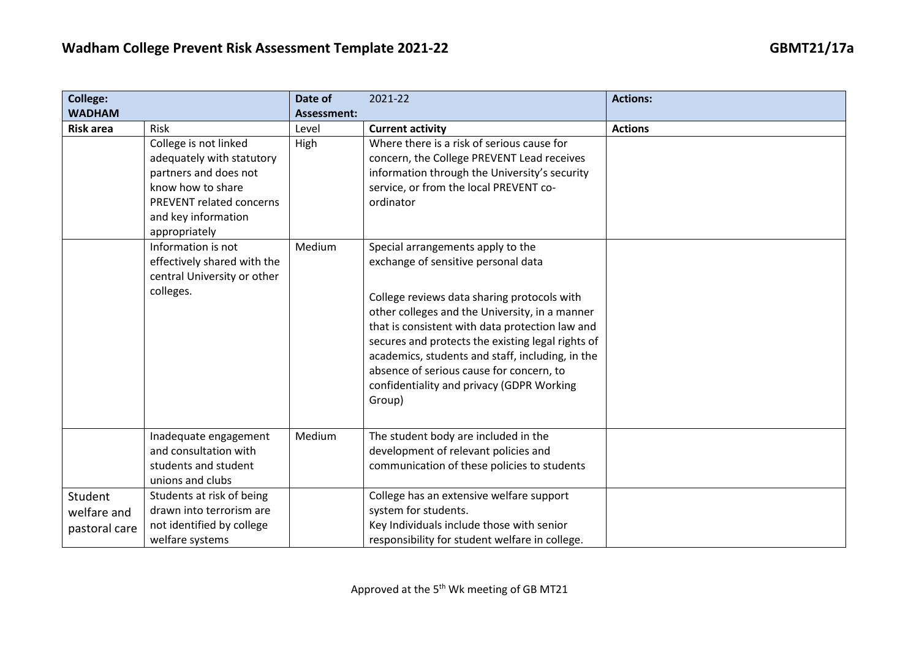| College: WADHAM | | Date of Assessment: | 2021-22 | Actions: |
|---|---|---|---|---|
| **Risk area** | Risk | Level | **Current activity** | **Actions** |
| | College is not linked adequately with statutory partners and does not know how to share PREVENT related concerns and key information appropriately | High | Where there is a risk of serious cause for concern, the College PREVENT Lead receives information through the University's security service, or from the local PREVENT co-ordinator | |
| | Information is not effectively shared with the central University or other colleges. | Medium | Special arrangements apply to the exchange of sensitive personal data<br><br>College reviews data sharing protocols with other colleges and the University, in a manner that is consistent with data protection law and secures and protects the existing legal rights of academics, students and staff, including, in the absence of serious cause for concern, to confidentiality and privacy (GDPR Working Group) | |
| | Inadequate engagement and consultation with students and student unions and clubs | Medium | The student body are included in the development of relevant policies and communication of these policies to students | |
| Student welfare and pastoral care | Students at risk of being drawn into terrorism are not identified by college welfare systems | | College has an extensive welfare support system for students.<br>Key Individuals include those with senior responsibility for student welfare in college. | |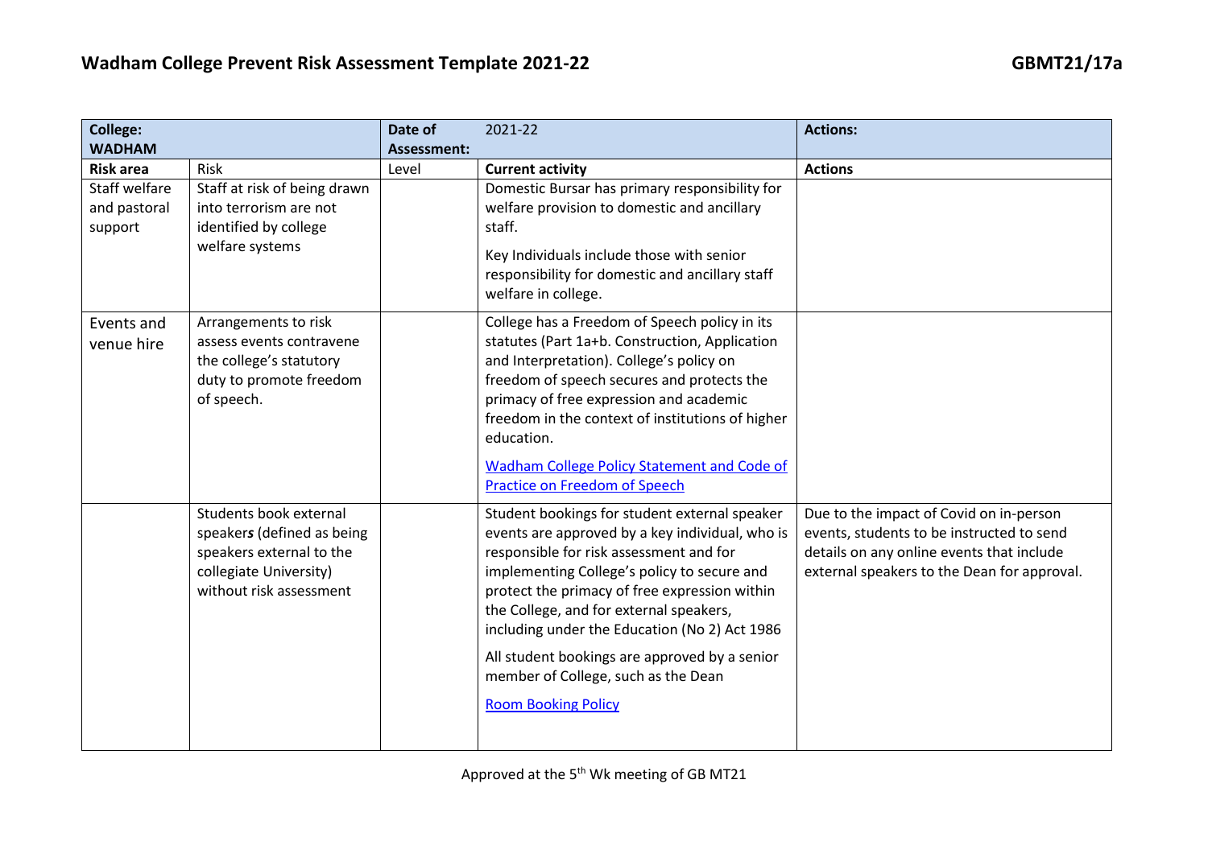# Wadham College Prevent Risk Assessment Template 2021-22

| **College: WADHAM** | | **Date of Assessment:** | 2021-22 | **Actions:** |
|---|---|---|---|---|
| **Risk area** | Risk | Level | **Current activity** | **Actions** |
| Staff welfare and pastoral support | Staff at risk of being drawn into terrorism are not identified by college welfare systems | | Domestic Bursar has primary responsibility for welfare provision to domestic and ancillary staff.<br><br>Key Individuals include those with senior responsibility for domestic and ancillary staff welfare in college. | |
| Events and venue hire | Arrangements to risk assess events contravene the college's statutory duty to promote freedom of speech. | | College has a Freedom of Speech policy in its statutes (Part 1a+b. Construction, Application and Interpretation). College's policy on freedom of speech secures and protects the primacy of free expression and academic freedom in the context of institutions of higher education.<br><br>[Wadham College Policy Statement and Code of Practice on Freedom of Speech] | |
| | Students book external speaker*s* (defined as being speakers external to the collegiate University) without risk assessment | | Student bookings for student external speaker events are approved by a key individual, who is responsible for risk assessment and for implementing College's policy to secure and protect the primacy of free expression within the College, and for external speakers, including under the Education (No 2) Act 1986<br><br>All student bookings are approved by a senior member of College, such as the Dean<br><br>[Room Booking Policy] | Due to the impact of Covid on in-person events, students to be instructed to send details on any online events that include external speakers to the Dean for approval. |

Approved at the 5th Wk meeting of GB MT21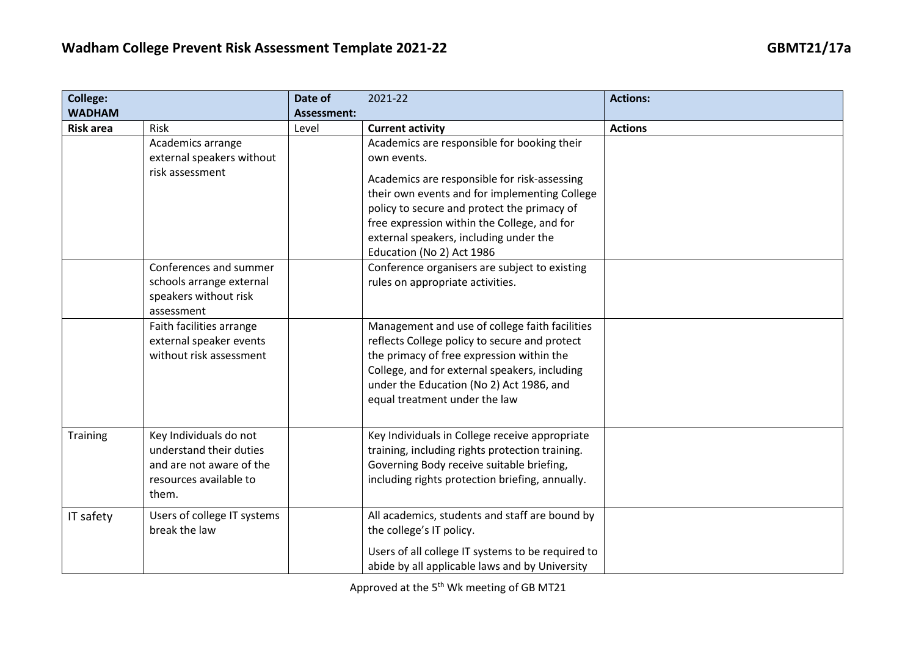## Wadham College Prevent Risk Assessment Template 2021-22

GBMT21/17a

| **College: WADHAM** | | **Date of Assessment:** | 2021-22 | **Actions:** |
|---|---|---|---|---|
| **Risk area** | Risk | Level | **Current activity** | **Actions** |
| | Academics arrange external speakers without risk assessment | | Academics are responsible for booking their own events.<br><br>Academics are responsible for risk-assessing their own events and for implementing College policy to secure and protect the primacy of free expression within the College, and for external speakers, including under the Education (No 2) Act 1986 | |
| | Conferences and summer schools arrange external speakers without risk assessment | | Conference organisers are subject to existing rules on appropriate activities. | |
| | Faith facilities arrange external speaker events without risk assessment | | Management and use of college faith facilities reflects College policy to secure and protect the primacy of free expression within the College, and for external speakers, including under the Education (No 2) Act 1986, and equal treatment under the law | |
| Training | Key Individuals do not understand their duties and are not aware of the resources available to them. | | Key Individuals in College receive appropriate training, including rights protection training. Governing Body receive suitable briefing, including rights protection briefing, annually. | |
| IT safety | Users of college IT systems break the law | | All academics, students and staff are bound by the college's IT policy.<br><br>Users of all college IT systems to be required to abide by all applicable laws and by University | |

Approved at the 5th Wk meeting of GB MT21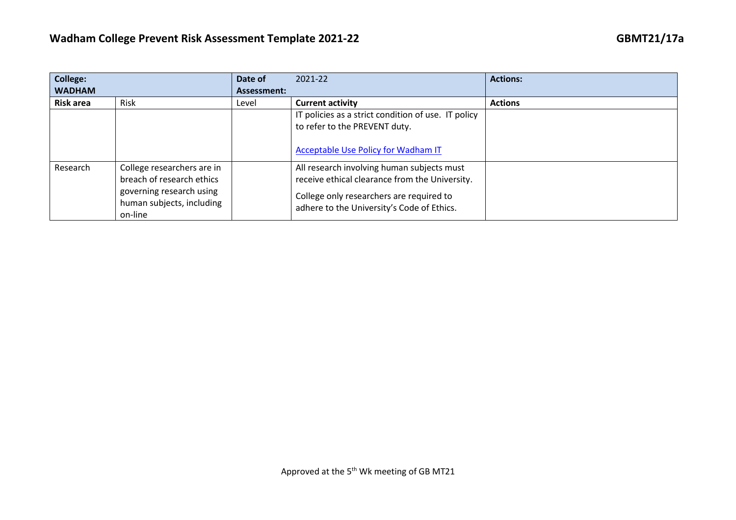# Wadham College Prevent Risk Assessment Template 2021-22

| **College: WADHAM** | | **Date of Assessment:** | 2021-22 | **Actions:** |
|---|---|---|---|---|
| **Risk area** | Risk | Level | **Current activity** | **Actions** |
| | | | IT policies as a strict condition of use. IT policy to refer to the PREVENT duty.<br><br>Acceptable Use Policy for Wadham IT | |
| Research | College researchers are in breach of research ethics governing research using human subjects, including on-line | | All research involving human subjects must receive ethical clearance from the University.<br><br>College only researchers are required to adhere to the University's Code of Ethics. | |

Approved at the 5th Wk meeting of GB MT21